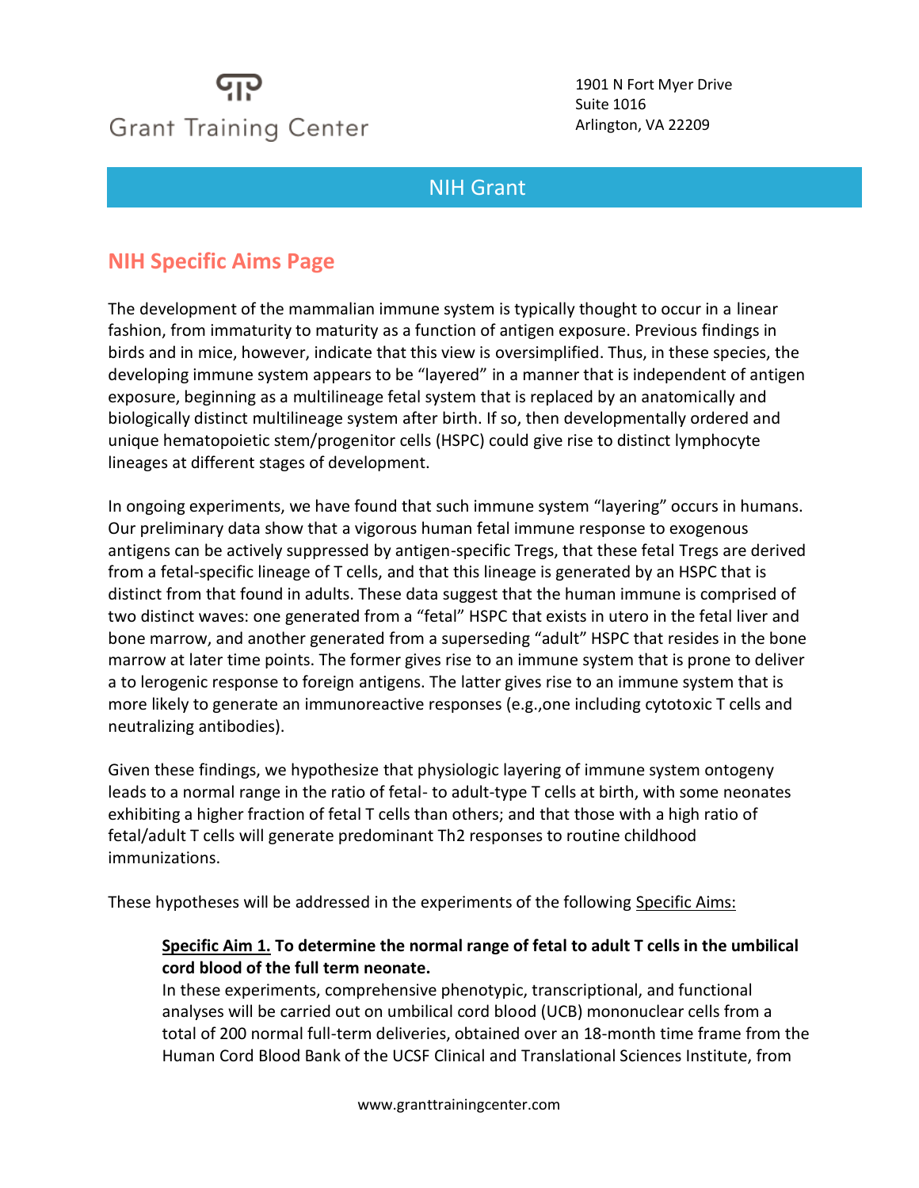Grant Training Center

1901 N Fort Myer Drive
Suite 1016
Arlington, VA 22209

# NIH Grant

## NIH Specific Aims Page

The development of the mammalian immune system is typically thought to occur in a linear fashion, from immaturity to maturity as a function of antigen exposure. Previous findings in birds and in mice, however, indicate that this view is oversimplified. Thus, in these species, the developing immune system appears to be "layered" in a manner that is independent of antigen exposure, beginning as a multilineage fetal system that is replaced by an anatomically and biologically distinct multilineage system after birth. If so, then developmentally ordered and unique hematopoietic stem/progenitor cells (HSPC) could give rise to distinct lymphocyte lineages at different stages of development.

In ongoing experiments, we have found that such immune system "layering" occurs in humans. Our preliminary data show that a vigorous human fetal immune response to exogenous antigens can be actively suppressed by antigen-specific Tregs, that these fetal Tregs are derived from a fetal-specific lineage of T cells, and that this lineage is generated by an HSPC that is distinct from that found in adults. These data suggest that the human immune is comprised of two distinct waves: one generated from a "fetal" HSPC that exists in utero in the fetal liver and bone marrow, and another generated from a superseding "adult" HSPC that resides in the bone marrow at later time points. The former gives rise to an immune system that is prone to deliver a to lerogenic response to foreign antigens. The latter gives rise to an immune system that is more likely to generate an immunoreactive responses (e.g.,one including cytotoxic T cells and neutralizing antibodies).

Given these findings, we hypothesize that physiologic layering of immune system ontogeny leads to a normal range in the ratio of fetal- to adult-type T cells at birth, with some neonates exhibiting a higher fraction of fetal T cells than others; and that those with a high ratio of fetal/adult T cells will generate predominant Th2 responses to routine childhood immunizations.

These hypotheses will be addressed in the experiments of the following Specific Aims:

**Specific Aim 1. To determine the normal range of fetal to adult T cells in the umbilical cord blood of the full term neonate.**
In these experiments, comprehensive phenotypic, transcriptional, and functional analyses will be carried out on umbilical cord blood (UCB) mononuclear cells from a total of 200 normal full-term deliveries, obtained over an 18-month time frame from the Human Cord Blood Bank of the UCSF Clinical and Translational Sciences Institute, from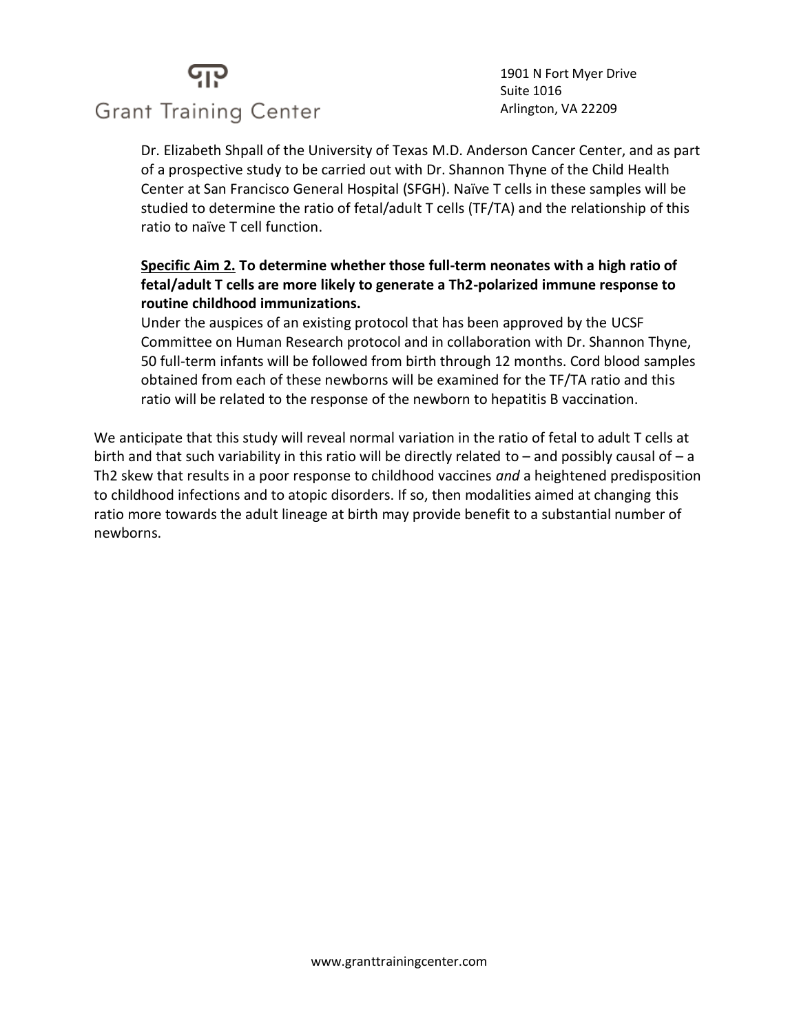Dr. Elizabeth Shpall of the University of Texas M.D. Anderson Cancer Center, and as part of a prospective study to be carried out with Dr. Shannon Thyne of the Child Health Center at San Francisco General Hospital (SFGH). Naïve T cells in these samples will be studied to determine the ratio of fetal/adult T cells (TF/TA) and the relationship of this ratio to naïve T cell function.

**<u>Specific Aim 2.</u> To determine whether those full-term neonates with a high ratio of fetal/adult T cells are more likely to generate a Th2-polarized immune response to routine childhood immunizations.**
Under the auspices of an existing protocol that has been approved by the UCSF Committee on Human Research protocol and in collaboration with Dr. Shannon Thyne, 50 full-term infants will be followed from birth through 12 months. Cord blood samples obtained from each of these newborns will be examined for the TF/TA ratio and this ratio will be related to the response of the newborn to hepatitis B vaccination.

We anticipate that this study will reveal normal variation in the ratio of fetal to adult T cells at birth and that such variability in this ratio will be directly related to – and possibly causal of – a Th2 skew that results in a poor response to childhood vaccines *and* a heightened predisposition to childhood infections and to atopic disorders. If so, then modalities aimed at changing this ratio more towards the adult lineage at birth may provide benefit to a substantial number of newborns.